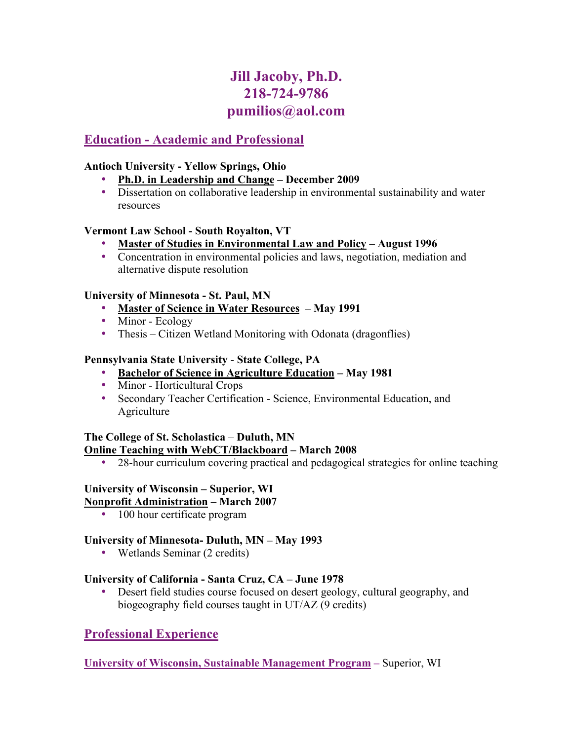# Jill Jacoby, Ph.D.
# 218-724-9786
# pumilios@aol.com

## Education - Academic and Professional

**Antioch University - Yellow Springs, Ohio**

- **Ph.D. in Leadership and Change – December 2009**
- Dissertation on collaborative leadership in environmental sustainability and water resources

**Vermont Law School - South Royalton, VT**

- **Master of Studies in Environmental Law and Policy – August 1996**
- Concentration in environmental policies and laws, negotiation, mediation and alternative dispute resolution

**University of Minnesota - St. Paul, MN**

- **Master of Science in Water Resources – May 1991**
- Minor - Ecology
- Thesis – Citizen Wetland Monitoring with Odonata (dragonflies)

**Pennsylvania State University - State College, PA**

- **Bachelor of Science in Agriculture Education – May 1981**
- Minor - Horticultural Crops
- Secondary Teacher Certification - Science, Environmental Education, and Agriculture

**The College of St. Scholastica – Duluth, MN**
**Online Teaching with WebCT/Blackboard – March 2008**

- 28-hour curriculum covering practical and pedagogical strategies for online teaching

**University of Wisconsin – Superior, WI**
**Nonprofit Administration – March 2007**

- 100 hour certificate program

**University of Minnesota- Duluth, MN – May 1993**

- Wetlands Seminar (2 credits)

**University of California - Santa Cruz, CA – June 1978**

- Desert field studies course focused on desert geology, cultural geography, and biogeography field courses taught in UT/AZ (9 credits)

## Professional Experience

**University of Wisconsin, Sustainable Management Program** – Superior, WI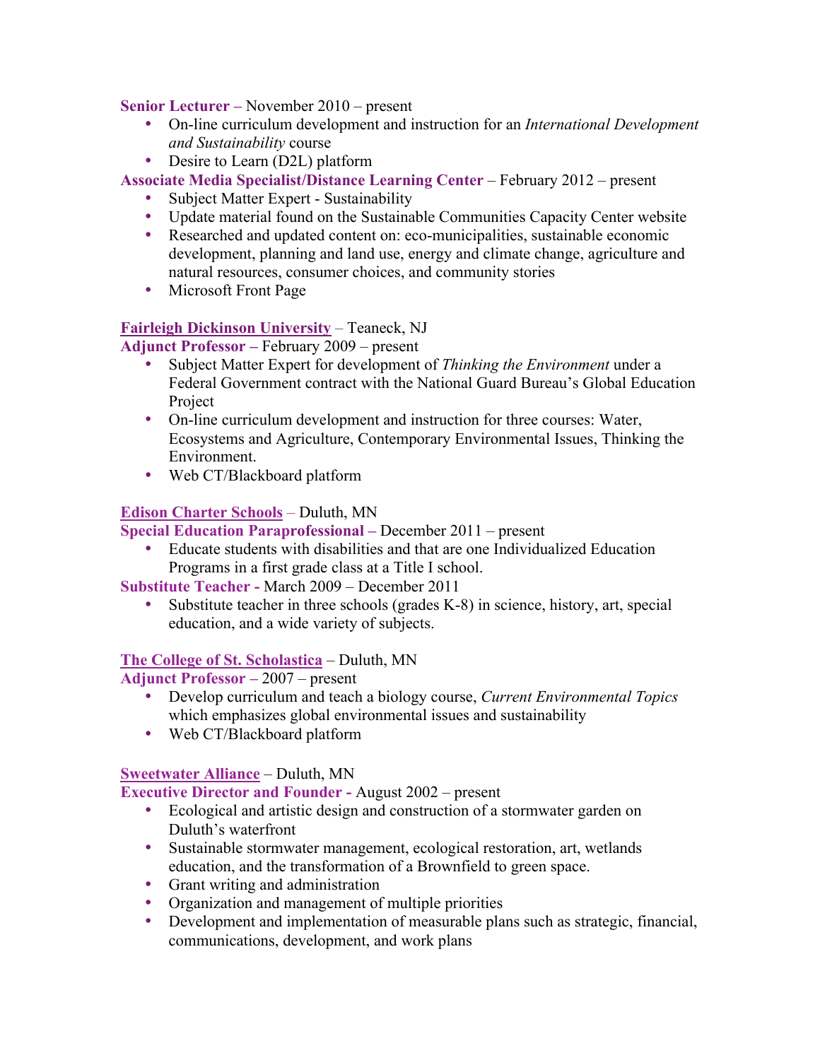**Senior Lecturer –** November 2010 – present

- On-line curriculum development and instruction for an *International Development and Sustainability* course
- Desire to Learn (D2L) platform

**Associate Media Specialist/Distance Learning Center** – February 2012 – present

- Subject Matter Expert - Sustainability
- Update material found on the Sustainable Communities Capacity Center website
- Researched and updated content on: eco-municipalities, sustainable economic development, planning and land use, energy and climate change, agriculture and natural resources, consumer choices, and community stories
- Microsoft Front Page

**Fairleigh Dickinson University** – Teaneck, NJ

**Adjunct Professor –** February 2009 – present

- Subject Matter Expert for development of *Thinking the Environment* under a Federal Government contract with the National Guard Bureau's Global Education Project
- On-line curriculum development and instruction for three courses: Water, Ecosystems and Agriculture, Contemporary Environmental Issues, Thinking the Environment.
- Web CT/Blackboard platform

**Edison Charter Schools** – Duluth, MN

**Special Education Paraprofessional –** December 2011 – present

- Educate students with disabilities and that are one Individualized Education Programs in a first grade class at a Title I school.

**Substitute Teacher -** March 2009 – December 2011

- Substitute teacher in three schools (grades K-8) in science, history, art, special education, and a wide variety of subjects.

**The College of St. Scholastica** – Duluth, MN

**Adjunct Professor –** 2007 – present

- Develop curriculum and teach a biology course, *Current Environmental Topics* which emphasizes global environmental issues and sustainability
- Web CT/Blackboard platform

**Sweetwater Alliance** – Duluth, MN

**Executive Director and Founder -** August 2002 – present

- Ecological and artistic design and construction of a stormwater garden on Duluth's waterfront
- Sustainable stormwater management, ecological restoration, art, wetlands education, and the transformation of a Brownfield to green space.
- Grant writing and administration
- Organization and management of multiple priorities
- Development and implementation of measurable plans such as strategic, financial, communications, development, and work plans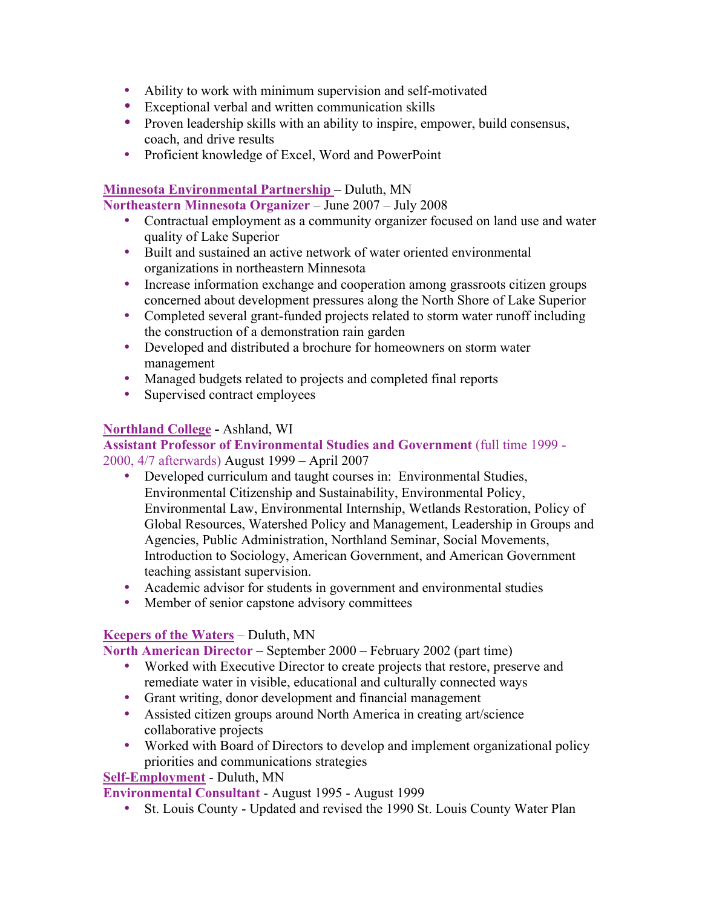- Ability to work with minimum supervision and self-motivated
- Exceptional verbal and written communication skills
- Proven leadership skills with an ability to inspire, empower, build consensus, coach, and drive results
- Proficient knowledge of Excel, Word and PowerPoint

**Minnesota Environmental Partnership** – Duluth, MN
**Northeastern Minnesota Organizer** – June 2007 – July 2008

- Contractual employment as a community organizer focused on land use and water quality of Lake Superior
- Built and sustained an active network of water oriented environmental organizations in northeastern Minnesota
- Increase information exchange and cooperation among grassroots citizen groups concerned about development pressures along the North Shore of Lake Superior
- Completed several grant-funded projects related to storm water runoff including the construction of a demonstration rain garden
- Developed and distributed a brochure for homeowners on storm water management
- Managed budgets related to projects and completed final reports
- Supervised contract employees

**Northland College** - Ashland, WI
**Assistant Professor of Environmental Studies and Government** (full time 1999 - 2000, 4/7 afterwards) August 1999 – April 2007

- Developed curriculum and taught courses in: Environmental Studies, Environmental Citizenship and Sustainability, Environmental Policy, Environmental Law, Environmental Internship, Wetlands Restoration, Policy of Global Resources, Watershed Policy and Management, Leadership in Groups and Agencies, Public Administration, Northland Seminar, Social Movements, Introduction to Sociology, American Government, and American Government teaching assistant supervision.
- Academic advisor for students in government and environmental studies
- Member of senior capstone advisory committees

**Keepers of the Waters** – Duluth, MN
**North American Director** – September 2000 – February 2002 (part time)

- Worked with Executive Director to create projects that restore, preserve and remediate water in visible, educational and culturally connected ways
- Grant writing, donor development and financial management
- Assisted citizen groups around North America in creating art/science collaborative projects
- Worked with Board of Directors to develop and implement organizational policy priorities and communications strategies

**Self-Employment** - Duluth, MN
**Environmental Consultant** - August 1995 - August 1999

- St. Louis County - Updated and revised the 1990 St. Louis County Water Plan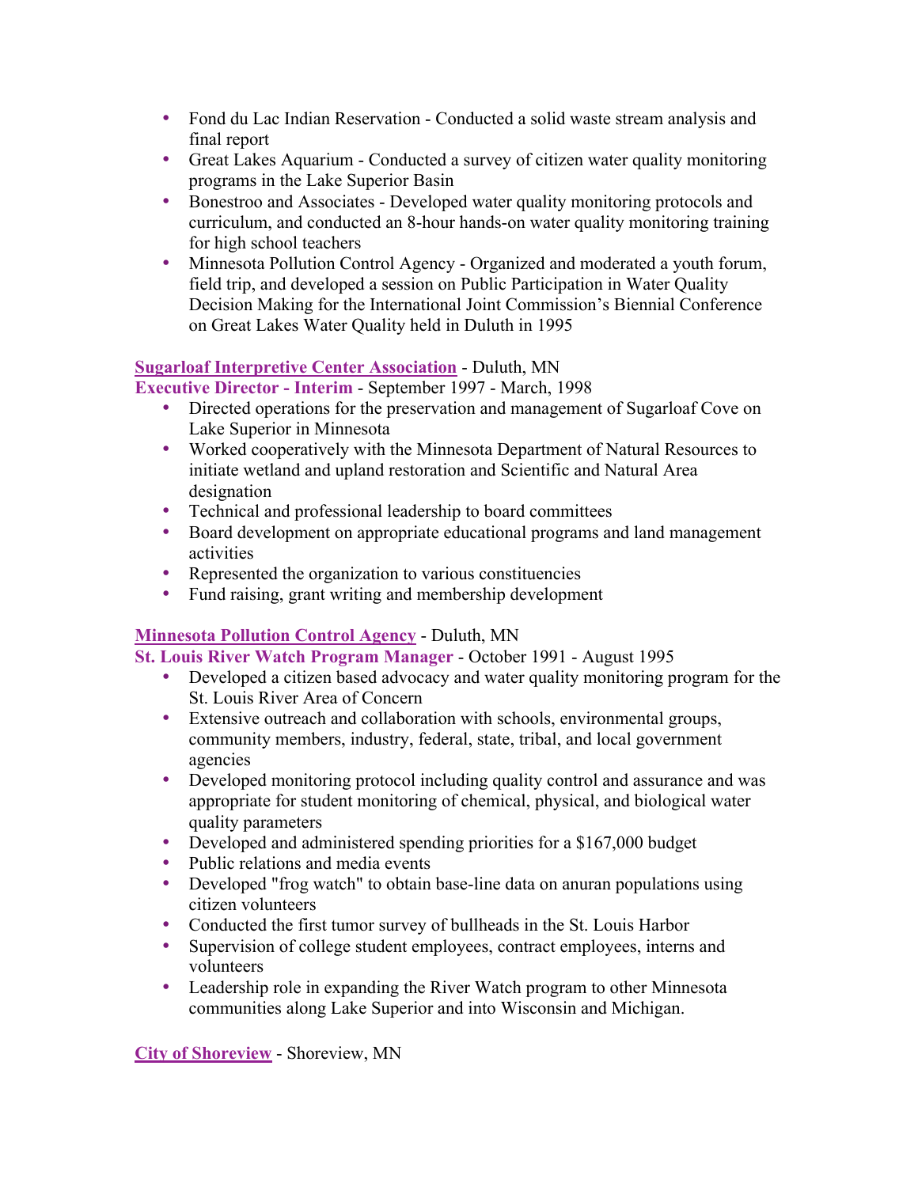- Fond du Lac Indian Reservation - Conducted a solid waste stream analysis and final report
- Great Lakes Aquarium - Conducted a survey of citizen water quality monitoring programs in the Lake Superior Basin
- Bonestroo and Associates - Developed water quality monitoring protocols and curriculum, and conducted an 8-hour hands-on water quality monitoring training for high school teachers
- Minnesota Pollution Control Agency - Organized and moderated a youth forum, field trip, and developed a session on Public Participation in Water Quality Decision Making for the International Joint Commission's Biennial Conference on Great Lakes Water Quality held in Duluth in 1995

**Sugarloaf Interpretive Center Association** - Duluth, MN
**Executive Director - Interim** - September 1997 - March, 1998

- Directed operations for the preservation and management of Sugarloaf Cove on Lake Superior in Minnesota
- Worked cooperatively with the Minnesota Department of Natural Resources to initiate wetland and upland restoration and Scientific and Natural Area designation
- Technical and professional leadership to board committees
- Board development on appropriate educational programs and land management activities
- Represented the organization to various constituencies
- Fund raising, grant writing and membership development

**Minnesota Pollution Control Agency** - Duluth, MN
**St. Louis River Watch Program Manager** - October 1991 - August 1995

- Developed a citizen based advocacy and water quality monitoring program for the St. Louis River Area of Concern
- Extensive outreach and collaboration with schools, environmental groups, community members, industry, federal, state, tribal, and local government agencies
- Developed monitoring protocol including quality control and assurance and was appropriate for student monitoring of chemical, physical, and biological water quality parameters
- Developed and administered spending priorities for a $167,000 budget
- Public relations and media events
- Developed "frog watch" to obtain base-line data on anuran populations using citizen volunteers
- Conducted the first tumor survey of bullheads in the St. Louis Harbor
- Supervision of college student employees, contract employees, interns and volunteers
- Leadership role in expanding the River Watch program to other Minnesota communities along Lake Superior and into Wisconsin and Michigan.

**City of Shoreview** - Shoreview, MN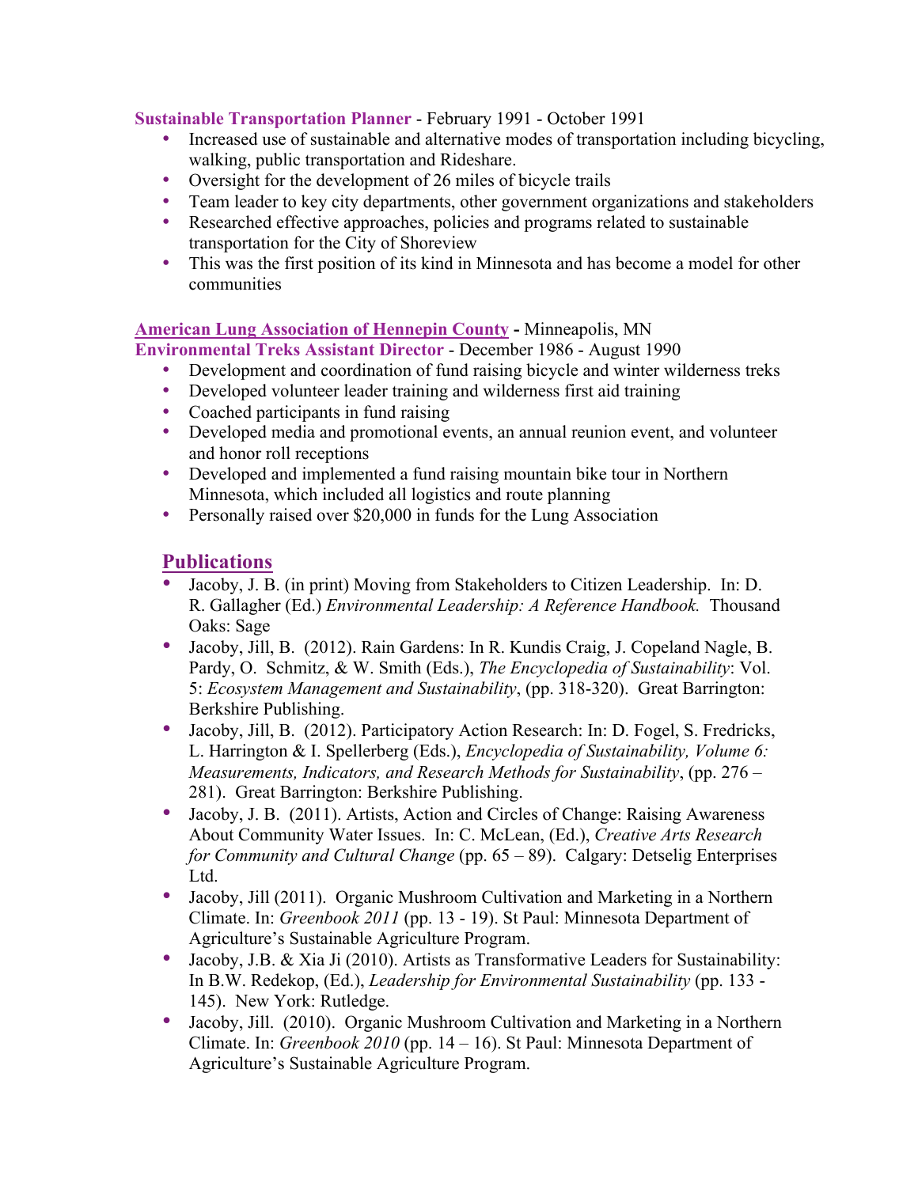**Sustainable Transportation Planner** - February 1991 - October 1991

- Increased use of sustainable and alternative modes of transportation including bicycling, walking, public transportation and Rideshare.
- Oversight for the development of 26 miles of bicycle trails
- Team leader to key city departments, other government organizations and stakeholders
- Researched effective approaches, policies and programs related to sustainable transportation for the City of Shoreview
- This was the first position of its kind in Minnesota and has become a model for other communities

**American Lung Association of Hennepin County -** Minneapolis, MN
**Environmental Treks Assistant Director** - December 1986 - August 1990

- Development and coordination of fund raising bicycle and winter wilderness treks
- Developed volunteer leader training and wilderness first aid training
- Coached participants in fund raising
- Developed media and promotional events, an annual reunion event, and volunteer and honor roll receptions
- Developed and implemented a fund raising mountain bike tour in Northern Minnesota, which included all logistics and route planning
- Personally raised over $20,000 in funds for the Lung Association

## Publications

- Jacoby, J. B. (in print) Moving from Stakeholders to Citizen Leadership. In: D. R. Gallagher (Ed.) *Environmental Leadership: A Reference Handbook.* Thousand Oaks: Sage
- Jacoby, Jill, B. (2012). Rain Gardens: In R. Kundis Craig, J. Copeland Nagle, B. Pardy, O. Schmitz, & W. Smith (Eds.), *The Encyclopedia of Sustainability*: Vol. 5: *Ecosystem Management and Sustainability*, (pp. 318-320). Great Barrington: Berkshire Publishing.
- Jacoby, Jill, B. (2012). Participatory Action Research: In: D. Fogel, S. Fredricks, L. Harrington & I. Spellerberg (Eds.), *Encyclopedia of Sustainability, Volume 6: Measurements, Indicators, and Research Methods for Sustainability*, (pp. 276 – 281). Great Barrington: Berkshire Publishing.
- Jacoby, J. B. (2011). Artists, Action and Circles of Change: Raising Awareness About Community Water Issues. In: C. McLean, (Ed.), *Creative Arts Research for Community and Cultural Change* (pp. 65 – 89). Calgary: Detselig Enterprises Ltd.
- Jacoby, Jill (2011). Organic Mushroom Cultivation and Marketing in a Northern Climate. In: *Greenbook 2011* (pp. 13 - 19). St Paul: Minnesota Department of Agriculture's Sustainable Agriculture Program.
- Jacoby, J.B. & Xia Ji (2010). Artists as Transformative Leaders for Sustainability: In B.W. Redekop, (Ed.), *Leadership for Environmental Sustainability* (pp. 133 - 145). New York: Rutledge.
- Jacoby, Jill. (2010). Organic Mushroom Cultivation and Marketing in a Northern Climate. In: *Greenbook 2010* (pp. 14 – 16). St Paul: Minnesota Department of Agriculture's Sustainable Agriculture Program.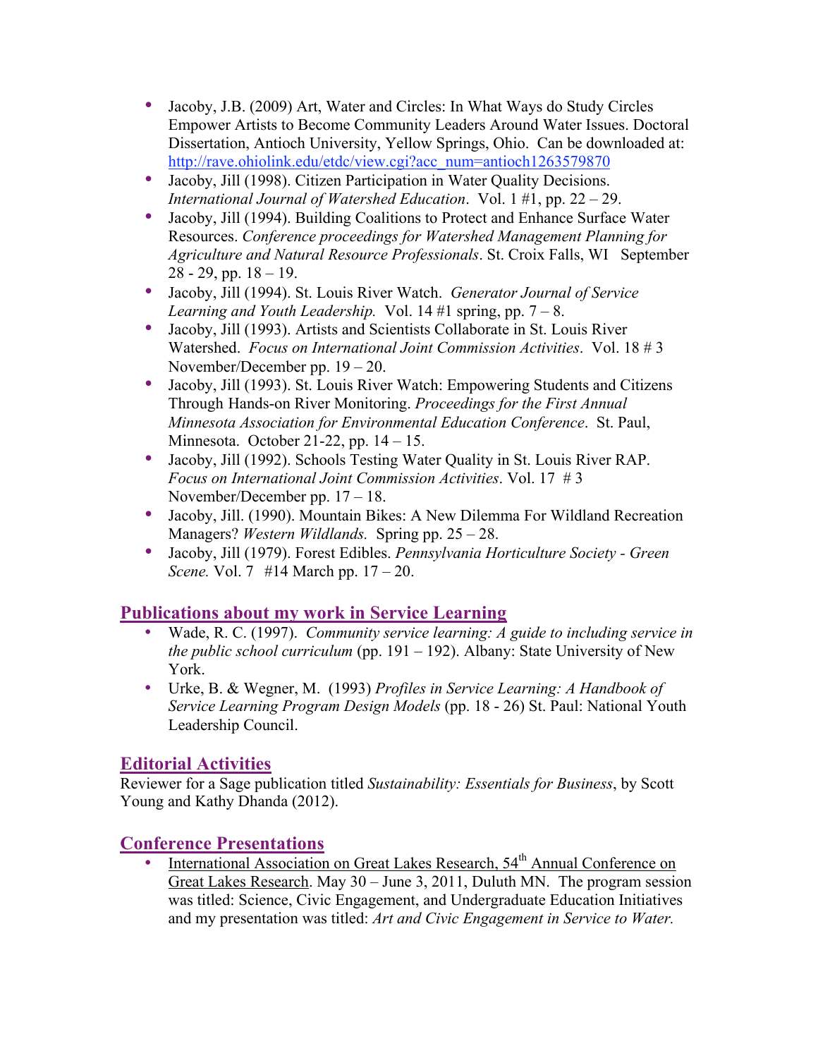- Jacoby, J.B. (2009) Art, Water and Circles: In What Ways do Study Circles Empower Artists to Become Community Leaders Around Water Issues. Doctoral Dissertation, Antioch University, Yellow Springs, Ohio. Can be downloaded at: http://rave.ohiolink.edu/etdc/view.cgi?acc_num=antioch1263579870
- Jacoby, Jill (1998). Citizen Participation in Water Quality Decisions. *International Journal of Watershed Education*. Vol. 1 #1, pp. 22 – 29.
- Jacoby, Jill (1994). Building Coalitions to Protect and Enhance Surface Water Resources. *Conference proceedings for Watershed Management Planning for Agriculture and Natural Resource Professionals*. St. Croix Falls, WI September 28 - 29, pp. 18 – 19.
- Jacoby, Jill (1994). St. Louis River Watch. *Generator Journal of Service Learning and Youth Leadership.* Vol. 14 #1 spring, pp. 7 – 8.
- Jacoby, Jill (1993). Artists and Scientists Collaborate in St. Louis River Watershed. *Focus on International Joint Commission Activities*. Vol. 18 # 3 November/December pp. 19 – 20.
- Jacoby, Jill (1993). St. Louis River Watch: Empowering Students and Citizens Through Hands-on River Monitoring. *Proceedings for the First Annual Minnesota Association for Environmental Education Conference*. St. Paul, Minnesota. October 21-22, pp. 14 – 15.
- Jacoby, Jill (1992). Schools Testing Water Quality in St. Louis River RAP. *Focus on International Joint Commission Activities*. Vol. 17 # 3 November/December pp. 17 – 18.
- Jacoby, Jill. (1990). Mountain Bikes: A New Dilemma For Wildland Recreation Managers? *Western Wildlands.* Spring pp. 25 – 28.
- Jacoby, Jill (1979). Forest Edibles. *Pennsylvania Horticulture Society - Green Scene.* Vol. 7 #14 March pp. 17 – 20.

## Publications about my work in Service Learning

- Wade, R. C. (1997). *Community service learning: A guide to including service in the public school curriculum* (pp. 191 – 192). Albany: State University of New York.
- Urke, B. & Wegner, M. (1993) *Profiles in Service Learning: A Handbook of Service Learning Program Design Models* (pp. 18 - 26) St. Paul: National Youth Leadership Council.

## Editorial Activities

Reviewer for a Sage publication titled *Sustainability: Essentials for Business*, by Scott Young and Kathy Dhanda (2012).

## Conference Presentations

- International Association on Great Lakes Research, 54th Annual Conference on Great Lakes Research. May 30 – June 3, 2011, Duluth MN. The program session was titled: Science, Civic Engagement, and Undergraduate Education Initiatives and my presentation was titled: *Art and Civic Engagement in Service to Water.*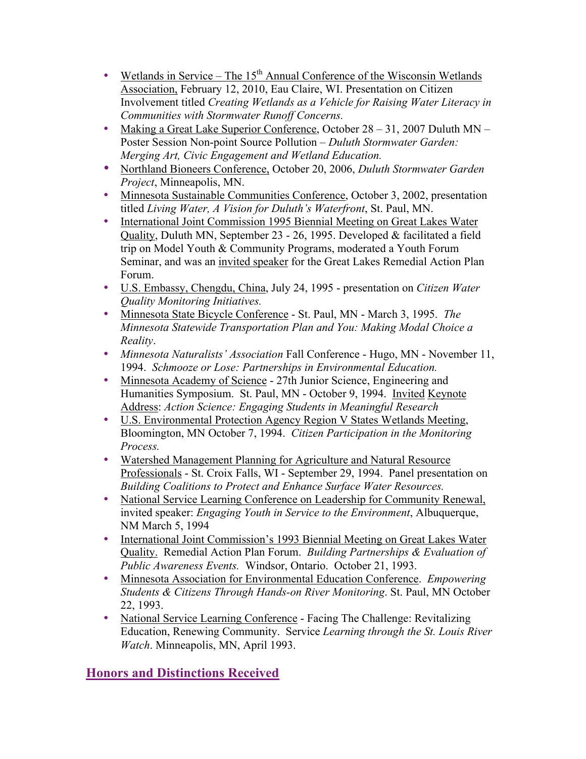- Wetlands in Service – The 15th Annual Conference of the Wisconsin Wetlands Association, February 12, 2010, Eau Claire, WI. Presentation on Citizen Involvement titled *Creating Wetlands as a Vehicle for Raising Water Literacy in Communities with Stormwater Runoff Concerns.*
- Making a Great Lake Superior Conference, October 28 – 31, 2007 Duluth MN – Poster Session Non-point Source Pollution – *Duluth Stormwater Garden: Merging Art, Civic Engagement and Wetland Education.*
- Northland Bioneers Conference, October 20, 2006, *Duluth Stormwater Garden Project*, Minneapolis, MN.
- Minnesota Sustainable Communities Conference, October 3, 2002, presentation titled *Living Water, A Vision for Duluth's Waterfront*, St. Paul, MN.
- International Joint Commission 1995 Biennial Meeting on Great Lakes Water Quality, Duluth MN, September 23 - 26, 1995. Developed & facilitated a field trip on Model Youth & Community Programs, moderated a Youth Forum Seminar, and was an invited speaker for the Great Lakes Remedial Action Plan Forum.
- U.S. Embassy, Chengdu, China, July 24, 1995 - presentation on *Citizen Water Quality Monitoring Initiatives.*
- Minnesota State Bicycle Conference - St. Paul, MN - March 3, 1995. *The Minnesota Statewide Transportation Plan and You: Making Modal Choice a Reality*.
- *Minnesota Naturalists' Association* Fall Conference - Hugo, MN - November 11, 1994. *Schmooze or Lose: Partnerships in Environmental Education.*
- Minnesota Academy of Science - 27th Junior Science, Engineering and Humanities Symposium. St. Paul, MN - October 9, 1994. Invited Keynote Address: *Action Science: Engaging Students in Meaningful Research*
- U.S. Environmental Protection Agency Region V States Wetlands Meeting, Bloomington, MN October 7, 1994. *Citizen Participation in the Monitoring Process.*
- Watershed Management Planning for Agriculture and Natural Resource Professionals - St. Croix Falls, WI - September 29, 1994. Panel presentation on *Building Coalitions to Protect and Enhance Surface Water Resources.*
- National Service Learning Conference on Leadership for Community Renewal, invited speaker: *Engaging Youth in Service to the Environment*, Albuquerque, NM March 5, 1994
- International Joint Commission's 1993 Biennial Meeting on Great Lakes Water Quality. Remedial Action Plan Forum. *Building Partnerships & Evaluation of Public Awareness Events.* Windsor, Ontario. October 21, 1993.
- Minnesota Association for Environmental Education Conference. *Empowering Students & Citizens Through Hands-on River Monitoring*. St. Paul, MN October 22, 1993.
- National Service Learning Conference - Facing The Challenge: Revitalizing Education, Renewing Community. Service *Learning through the St. Louis River Watch*. Minneapolis, MN, April 1993.

## Honors and Distinctions Received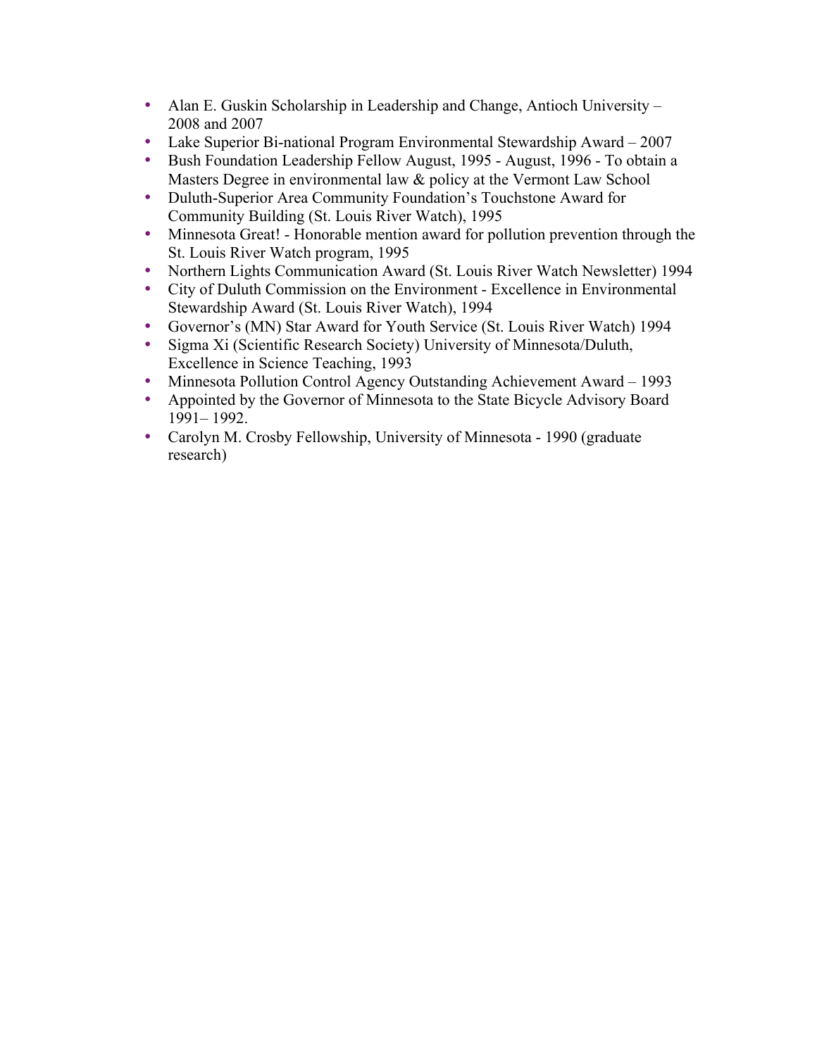- Alan E. Guskin Scholarship in Leadership and Change, Antioch University – 2008 and 2007
- Lake Superior Bi-national Program Environmental Stewardship Award – 2007
- Bush Foundation Leadership Fellow August, 1995 - August, 1996 - To obtain a Masters Degree in environmental law & policy at the Vermont Law School
- Duluth-Superior Area Community Foundation's Touchstone Award for Community Building (St. Louis River Watch), 1995
- Minnesota Great! - Honorable mention award for pollution prevention through the St. Louis River Watch program, 1995
- Northern Lights Communication Award (St. Louis River Watch Newsletter) 1994
- City of Duluth Commission on the Environment - Excellence in Environmental Stewardship Award (St. Louis River Watch), 1994
- Governor's (MN) Star Award for Youth Service (St. Louis River Watch) 1994
- Sigma Xi (Scientific Research Society) University of Minnesota/Duluth, Excellence in Science Teaching, 1993
- Minnesota Pollution Control Agency Outstanding Achievement Award – 1993
- Appointed by the Governor of Minnesota to the State Bicycle Advisory Board 1991– 1992.
- Carolyn M. Crosby Fellowship, University of Minnesota - 1990 (graduate research)